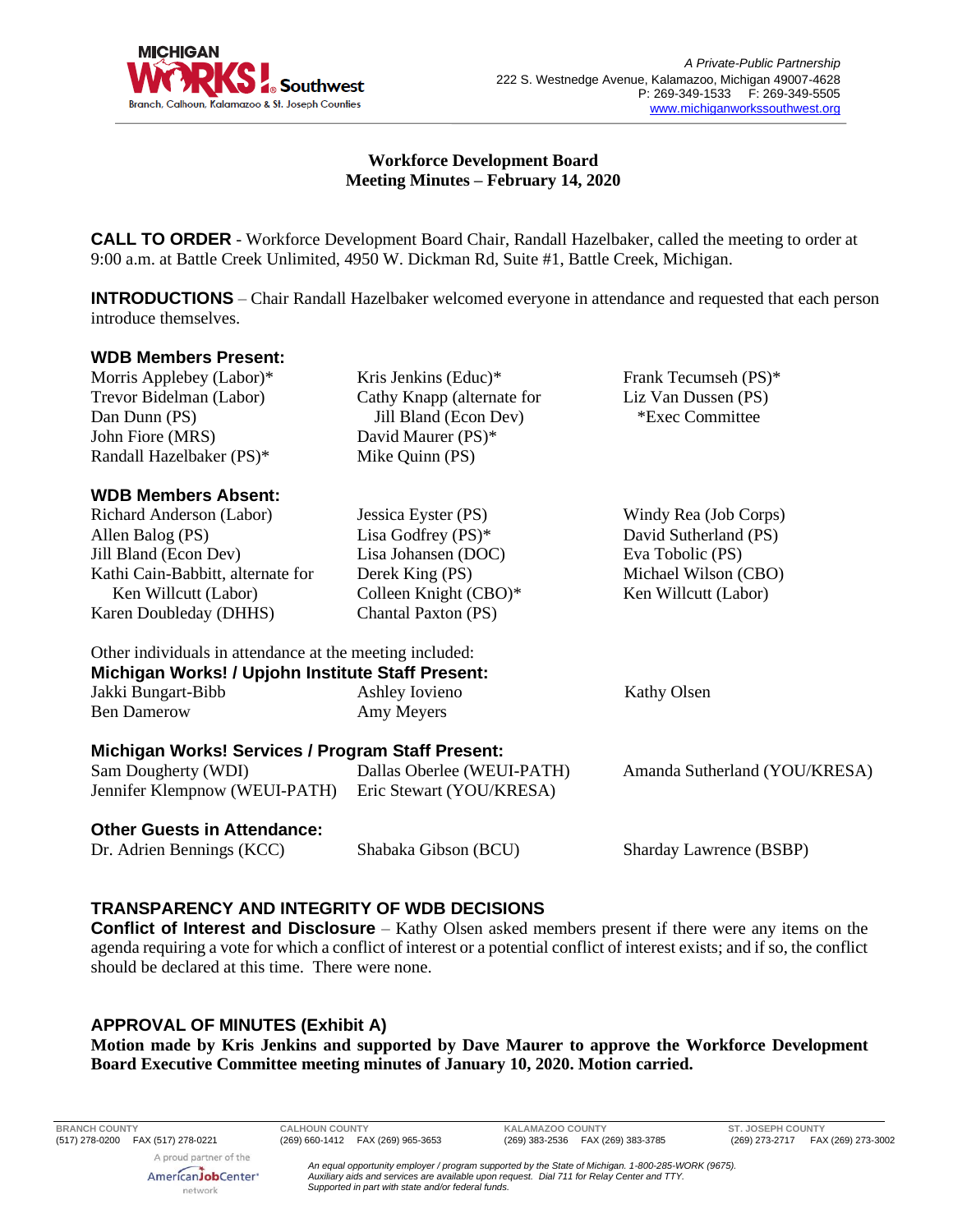Michigan Works! Southwest
Branch, Calhoun, Kalamazoo & St. Joseph Counties

*A Private-Public Partnership*
222 S. Westnedge Avenue, Kalamazoo, Michigan 49007-4628
P: 269-349-1533 F: 269-349-5505
www.michiganworkssouthwest.org

# Workforce Development Board
## Meeting Minutes – February 14, 2020

**CALL TO ORDER** - Workforce Development Board Chair, Randall Hazelbaker, called the meeting to order at 9:00 a.m. at Battle Creek Unlimited, 4950 W. Dickman Rd, Suite #1, Battle Creek, Michigan.

**INTRODUCTIONS** – Chair Randall Hazelbaker welcomed everyone in attendance and requested that each person introduce themselves.

**WDB Members Present:**

Morris Applebey (Labor)*
Trevor Bidelman (Labor)
Dan Dunn (PS)
John Fiore (MRS)
Randall Hazelbaker (PS)*
Kris Jenkins (Educ)*
Cathy Knapp (alternate for Jill Bland (Econ Dev)
David Maurer (PS)*
Mike Quinn (PS)
Frank Tecumseh (PS)*
Liz Van Dussen (PS)
*Exec Committee

**WDB Members Absent:**

Richard Anderson (Labor)
Allen Balog (PS)
Jill Bland (Econ Dev)
Kathi Cain-Babbitt, alternate for Ken Willcutt (Labor)
Karen Doubleday (DHHS)
Jessica Eyster (PS)
Lisa Godfrey (PS)*
Lisa Johansen (DOC)
Derek King (PS)
Colleen Knight (CBO)*
Chantal Paxton (PS)
Windy Rea (Job Corps)
David Sutherland (PS)
Eva Tobolic (PS)
Michael Wilson (CBO)
Ken Willcutt (Labor)

Other individuals in attendance at the meeting included:

**Michigan Works! / Upjohn Institute Staff Present:**

Jakki Bungart-Bibb
Ben Damerow
Ashley Iovieno
Amy Meyers
Kathy Olsen

**Michigan Works! Services / Program Staff Present:**

Sam Dougherty (WDI)
Jennifer Klempnow (WEUI-PATH)
Dallas Oberlee (WEUI-PATH)
Eric Stewart (YOU/KRESA)
Amanda Sutherland (YOU/KRESA)

**Other Guests in Attendance:**

Dr. Adrien Bennings (KCC)
Shabaka Gibson (BCU)
Sharday Lawrence (BSBP)

## TRANSPARENCY AND INTEGRITY OF WDB DECISIONS

**Conflict of Interest and Disclosure** – Kathy Olsen asked members present if there were any items on the agenda requiring a vote for which a conflict of interest or a potential conflict of interest exists; and if so, the conflict should be declared at this time. There were none.

## APPROVAL OF MINUTES (Exhibit A)

**Motion made by Kris Jenkins and supported by Dave Maurer to approve the Workforce Development Board Executive Committee meeting minutes of January 10, 2020. Motion carried.**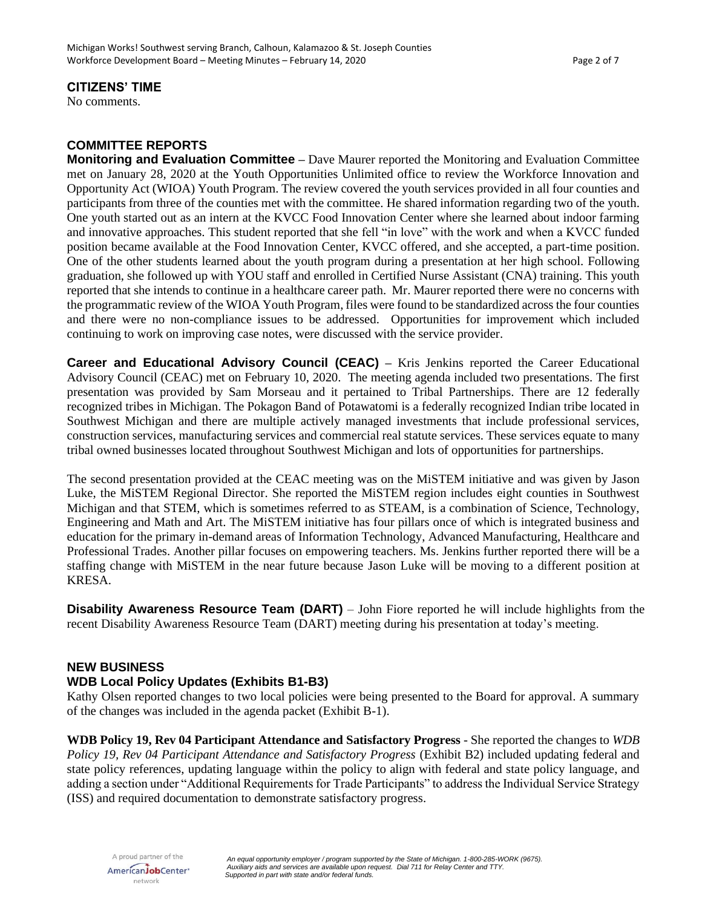## CITIZENS' TIME

No comments.

## COMMITTEE REPORTS

**Monitoring and Evaluation Committee** – Dave Maurer reported the Monitoring and Evaluation Committee met on January 28, 2020 at the Youth Opportunities Unlimited office to review the Workforce Innovation and Opportunity Act (WIOA) Youth Program. The review covered the youth services provided in all four counties and participants from three of the counties met with the committee. He shared information regarding two of the youth. One youth started out as an intern at the KVCC Food Innovation Center where she learned about indoor farming and innovative approaches. This student reported that she fell "in love" with the work and when a KVCC funded position became available at the Food Innovation Center, KVCC offered, and she accepted, a part-time position. One of the other students learned about the youth program during a presentation at her high school. Following graduation, she followed up with YOU staff and enrolled in Certified Nurse Assistant (CNA) training. This youth reported that she intends to continue in a healthcare career path. Mr. Maurer reported there were no concerns with the programmatic review of the WIOA Youth Program, files were found to be standardized across the four counties and there were no non-compliance issues to be addressed. Opportunities for improvement which included continuing to work on improving case notes, were discussed with the service provider.

**Career and Educational Advisory Council (CEAC)** – Kris Jenkins reported the Career Educational Advisory Council (CEAC) met on February 10, 2020. The meeting agenda included two presentations. The first presentation was provided by Sam Morseau and it pertained to Tribal Partnerships. There are 12 federally recognized tribes in Michigan. The Pokagon Band of Potawatomi is a federally recognized Indian tribe located in Southwest Michigan and there are multiple actively managed investments that include professional services, construction services, manufacturing services and commercial real statute services. These services equate to many tribal owned businesses located throughout Southwest Michigan and lots of opportunities for partnerships.

The second presentation provided at the CEAC meeting was on the MiSTEM initiative and was given by Jason Luke, the MiSTEM Regional Director. She reported the MiSTEM region includes eight counties in Southwest Michigan and that STEM, which is sometimes referred to as STEAM, is a combination of Science, Technology, Engineering and Math and Art. The MiSTEM initiative has four pillars once of which is integrated business and education for the primary in-demand areas of Information Technology, Advanced Manufacturing, Healthcare and Professional Trades. Another pillar focuses on empowering teachers. Ms. Jenkins further reported there will be a staffing change with MiSTEM in the near future because Jason Luke will be moving to a different position at KRESA.

**Disability Awareness Resource Team (DART)** – John Fiore reported he will include highlights from the recent Disability Awareness Resource Team (DART) meeting during his presentation at today's meeting.

## NEW BUSINESS

### WDB Local Policy Updates (Exhibits B1-B3)

Kathy Olsen reported changes to two local policies were being presented to the Board for approval. A summary of the changes was included in the agenda packet (Exhibit B-1).

**WDB Policy 19, Rev 04 Participant Attendance and Satisfactory Progress** - She reported the changes to *WDB Policy 19, Rev 04 Participant Attendance and Satisfactory Progress* (Exhibit B2) included updating federal and state policy references, updating language within the policy to align with federal and state policy language, and adding a section under "Additional Requirements for Trade Participants" to address the Individual Service Strategy (ISS) and required documentation to demonstrate satisfactory progress.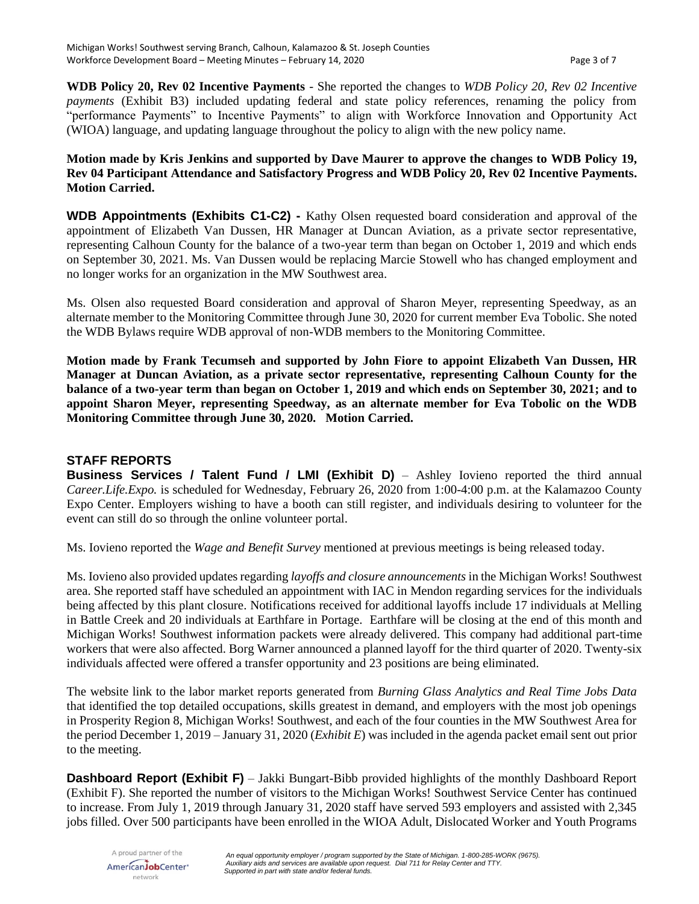**WDB Policy 20, Rev 02 Incentive Payments** - She reported the changes to *WDB Policy 20, Rev 02 Incentive payments* (Exhibit B3) included updating federal and state policy references, renaming the policy from "performance Payments" to Incentive Payments" to align with Workforce Innovation and Opportunity Act (WIOA) language, and updating language throughout the policy to align with the new policy name.

**Motion made by Kris Jenkins and supported by Dave Maurer to approve the changes to WDB Policy 19, Rev 04 Participant Attendance and Satisfactory Progress and WDB Policy 20, Rev 02 Incentive Payments. Motion Carried.**

**WDB Appointments (Exhibits C1-C2) -** Kathy Olsen requested board consideration and approval of the appointment of Elizabeth Van Dussen, HR Manager at Duncan Aviation, as a private sector representative, representing Calhoun County for the balance of a two-year term than began on October 1, 2019 and which ends on September 30, 2021. Ms. Van Dussen would be replacing Marcie Stowell who has changed employment and no longer works for an organization in the MW Southwest area.

Ms. Olsen also requested Board consideration and approval of Sharon Meyer, representing Speedway, as an alternate member to the Monitoring Committee through June 30, 2020 for current member Eva Tobolic. She noted the WDB Bylaws require WDB approval of non-WDB members to the Monitoring Committee.

**Motion made by Frank Tecumseh and supported by John Fiore to appoint Elizabeth Van Dussen, HR Manager at Duncan Aviation, as a private sector representative, representing Calhoun County for the balance of a two-year term than began on October 1, 2019 and which ends on September 30, 2021; and to appoint Sharon Meyer, representing Speedway, as an alternate member for Eva Tobolic on the WDB Monitoring Committee through June 30, 2020. Motion Carried.**

## STAFF REPORTS

**Business Services / Talent Fund / LMI (Exhibit D)** – Ashley Iovieno reported the third annual *Career.Life.Expo.* is scheduled for Wednesday, February 26, 2020 from 1:00-4:00 p.m. at the Kalamazoo County Expo Center. Employers wishing to have a booth can still register, and individuals desiring to volunteer for the event can still do so through the online volunteer portal.

Ms. Iovieno reported the *Wage and Benefit Survey* mentioned at previous meetings is being released today.

Ms. Iovieno also provided updates regarding *layoffs and closure announcements* in the Michigan Works! Southwest area. She reported staff have scheduled an appointment with IAC in Mendon regarding services for the individuals being affected by this plant closure. Notifications received for additional layoffs include 17 individuals at Melling in Battle Creek and 20 individuals at Earthfare in Portage. Earthfare will be closing at the end of this month and Michigan Works! Southwest information packets were already delivered. This company had additional part-time workers that were also affected. Borg Warner announced a planned layoff for the third quarter of 2020. Twenty-six individuals affected were offered a transfer opportunity and 23 positions are being eliminated.

The website link to the labor market reports generated from *Burning Glass Analytics and Real Time Jobs Data* that identified the top detailed occupations, skills greatest in demand, and employers with the most job openings in Prosperity Region 8, Michigan Works! Southwest, and each of the four counties in the MW Southwest Area for the period December 1, 2019 – January 31, 2020 (*Exhibit E*) was included in the agenda packet email sent out prior to the meeting.

**Dashboard Report (Exhibit F)** – Jakki Bungart-Bibb provided highlights of the monthly Dashboard Report (Exhibit F). She reported the number of visitors to the Michigan Works! Southwest Service Center has continued to increase. From July 1, 2019 through January 31, 2020 staff have served 593 employers and assisted with 2,345 jobs filled. Over 500 participants have been enrolled in the WIOA Adult, Dislocated Worker and Youth Programs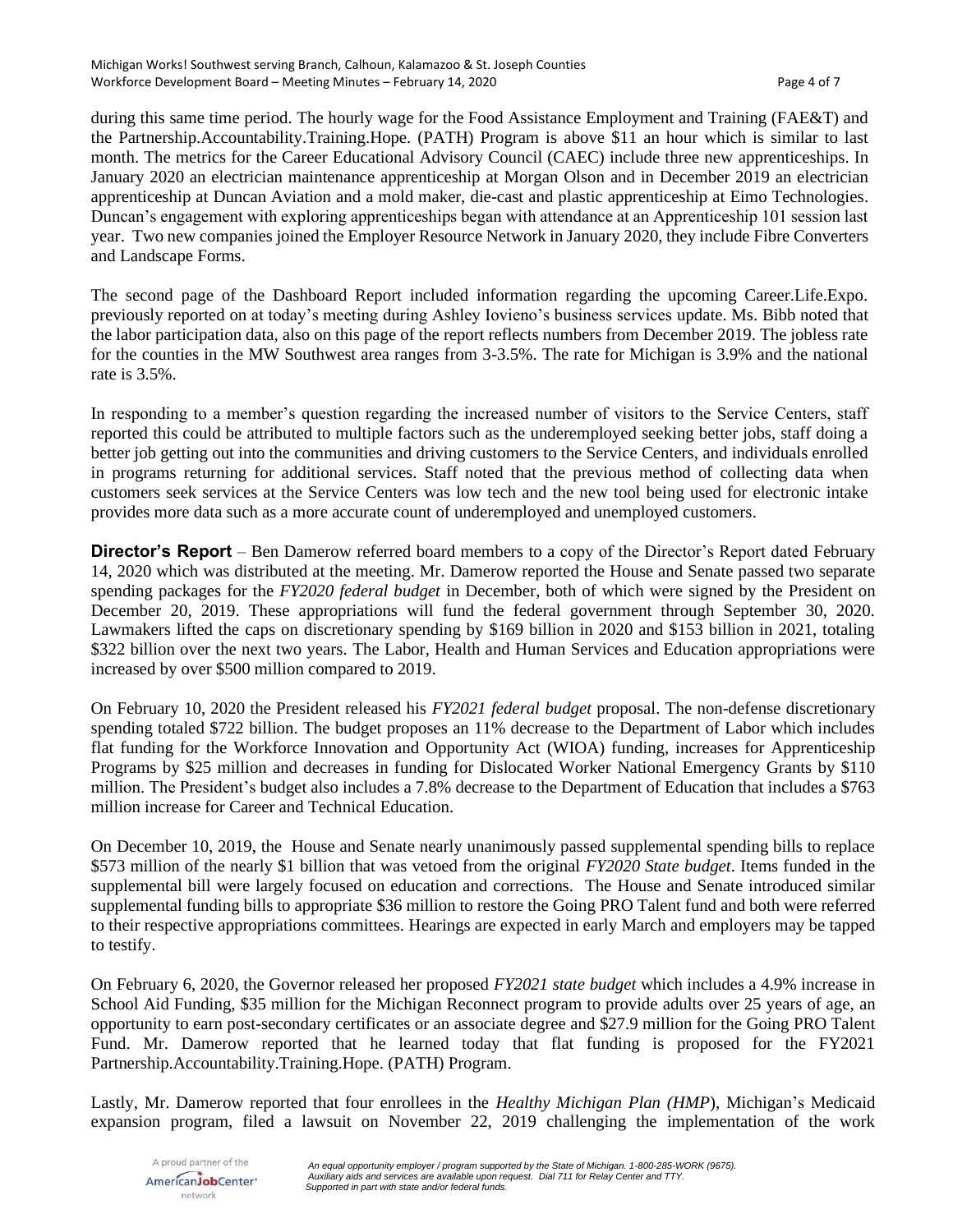during this same time period. The hourly wage for the Food Assistance Employment and Training (FAE&T) and the Partnership.Accountability.Training.Hope. (PATH) Program is above $11 an hour which is similar to last month. The metrics for the Career Educational Advisory Council (CAEC) include three new apprenticeships. In January 2020 an electrician maintenance apprenticeship at Morgan Olson and in December 2019 an electrician apprenticeship at Duncan Aviation and a mold maker, die-cast and plastic apprenticeship at Eimo Technologies. Duncan's engagement with exploring apprenticeships began with attendance at an Apprenticeship 101 session last year. Two new companies joined the Employer Resource Network in January 2020, they include Fibre Converters and Landscape Forms.

The second page of the Dashboard Report included information regarding the upcoming Career.Life.Expo. previously reported on at today's meeting during Ashley Iovieno's business services update. Ms. Bibb noted that the labor participation data, also on this page of the report reflects numbers from December 2019. The jobless rate for the counties in the MW Southwest area ranges from 3-3.5%. The rate for Michigan is 3.9% and the national rate is 3.5%.

In responding to a member's question regarding the increased number of visitors to the Service Centers, staff reported this could be attributed to multiple factors such as the underemployed seeking better jobs, staff doing a better job getting out into the communities and driving customers to the Service Centers, and individuals enrolled in programs returning for additional services. Staff noted that the previous method of collecting data when customers seek services at the Service Centers was low tech and the new tool being used for electronic intake provides more data such as a more accurate count of underemployed and unemployed customers.

**Director's Report** – Ben Damerow referred board members to a copy of the Director's Report dated February 14, 2020 which was distributed at the meeting. Mr. Damerow reported the House and Senate passed two separate spending packages for the *FY2020 federal budget* in December, both of which were signed by the President on December 20, 2019. These appropriations will fund the federal government through September 30, 2020. Lawmakers lifted the caps on discretionary spending by $169 billion in 2020 and $153 billion in 2021, totaling $322 billion over the next two years. The Labor, Health and Human Services and Education appropriations were increased by over $500 million compared to 2019.

On February 10, 2020 the President released his *FY2021 federal budget* proposal. The non-defense discretionary spending totaled $722 billion. The budget proposes an 11% decrease to the Department of Labor which includes flat funding for the Workforce Innovation and Opportunity Act (WIOA) funding, increases for Apprenticeship Programs by $25 million and decreases in funding for Dislocated Worker National Emergency Grants by $110 million. The President's budget also includes a 7.8% decrease to the Department of Education that includes a $763 million increase for Career and Technical Education.

On December 10, 2019, the House and Senate nearly unanimously passed supplemental spending bills to replace $573 million of the nearly $1 billion that was vetoed from the original *FY2020 State budget*. Items funded in the supplemental bill were largely focused on education and corrections. The House and Senate introduced similar supplemental funding bills to appropriate $36 million to restore the Going PRO Talent fund and both were referred to their respective appropriations committees. Hearings are expected in early March and employers may be tapped to testify.

On February 6, 2020, the Governor released her proposed *FY2021 state budget* which includes a 4.9% increase in School Aid Funding, $35 million for the Michigan Reconnect program to provide adults over 25 years of age, an opportunity to earn post-secondary certificates or an associate degree and $27.9 million for the Going PRO Talent Fund. Mr. Damerow reported that he learned today that flat funding is proposed for the FY2021 Partnership.Accountability.Training.Hope. (PATH) Program.

Lastly, Mr. Damerow reported that four enrollees in the *Healthy Michigan Plan (HMP*), Michigan's Medicaid expansion program, filed a lawsuit on November 22, 2019 challenging the implementation of the work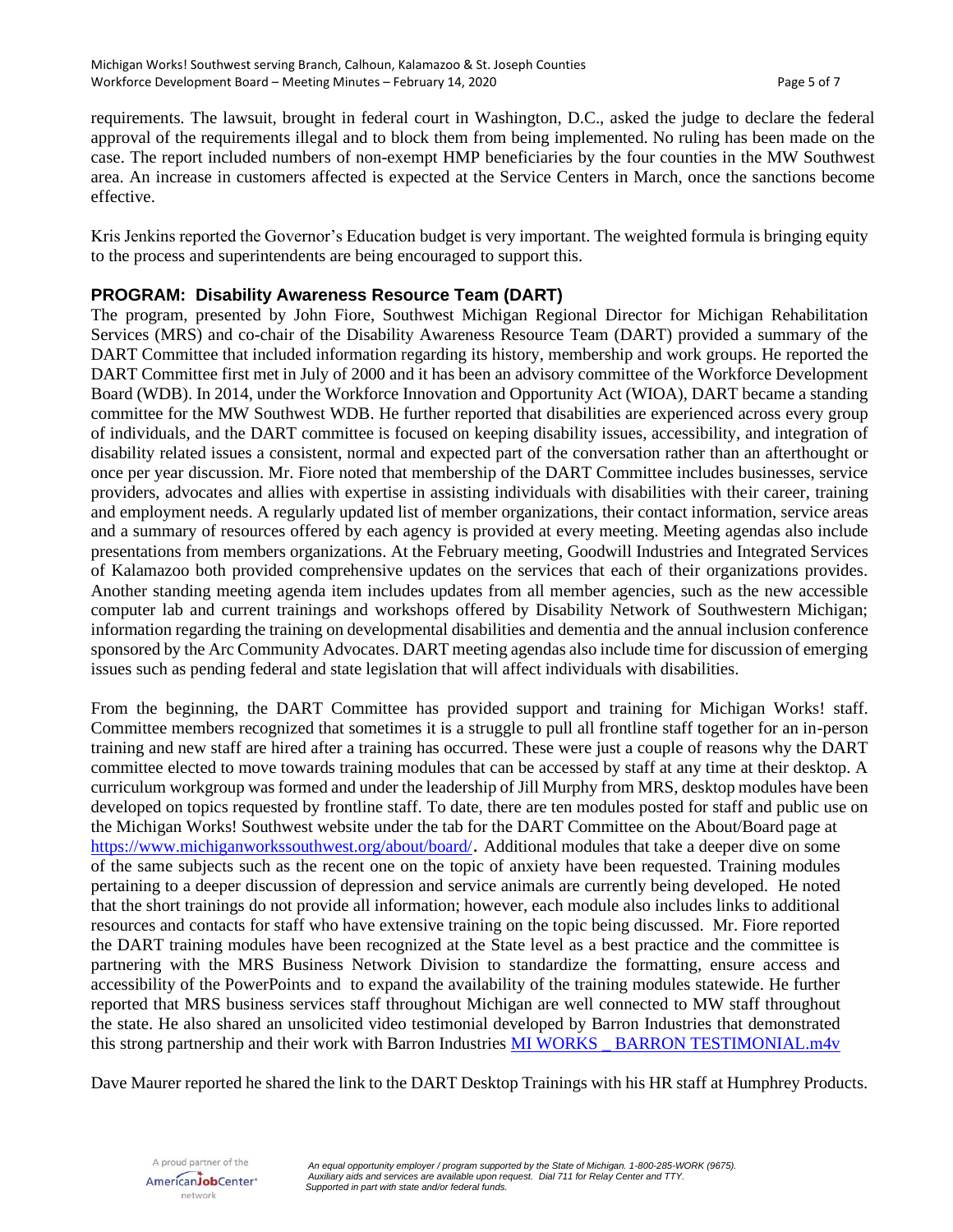requirements. The lawsuit, brought in federal court in Washington, D.C., asked the judge to declare the federal approval of the requirements illegal and to block them from being implemented. No ruling has been made on the case. The report included numbers of non-exempt HMP beneficiaries by the four counties in the MW Southwest area. An increase in customers affected is expected at the Service Centers in March, once the sanctions become effective.

Kris Jenkins reported the Governor's Education budget is very important. The weighted formula is bringing equity to the process and superintendents are being encouraged to support this.

## PROGRAM: Disability Awareness Resource Team (DART)

The program, presented by John Fiore, Southwest Michigan Regional Director for Michigan Rehabilitation Services (MRS) and co-chair of the Disability Awareness Resource Team (DART) provided a summary of the DART Committee that included information regarding its history, membership and work groups. He reported the DART Committee first met in July of 2000 and it has been an advisory committee of the Workforce Development Board (WDB). In 2014, under the Workforce Innovation and Opportunity Act (WIOA), DART became a standing committee for the MW Southwest WDB. He further reported that disabilities are experienced across every group of individuals, and the DART committee is focused on keeping disability issues, accessibility, and integration of disability related issues a consistent, normal and expected part of the conversation rather than an afterthought or once per year discussion. Mr. Fiore noted that membership of the DART Committee includes businesses, service providers, advocates and allies with expertise in assisting individuals with disabilities with their career, training and employment needs. A regularly updated list of member organizations, their contact information, service areas and a summary of resources offered by each agency is provided at every meeting. Meeting agendas also include presentations from members organizations. At the February meeting, Goodwill Industries and Integrated Services of Kalamazoo both provided comprehensive updates on the services that each of their organizations provides. Another standing meeting agenda item includes updates from all member agencies, such as the new accessible computer lab and current trainings and workshops offered by Disability Network of Southwestern Michigan; information regarding the training on developmental disabilities and dementia and the annual inclusion conference sponsored by the Arc Community Advocates. DART meeting agendas also include time for discussion of emerging issues such as pending federal and state legislation that will affect individuals with disabilities.

From the beginning, the DART Committee has provided support and training for Michigan Works! staff. Committee members recognized that sometimes it is a struggle to pull all frontline staff together for an in-person training and new staff are hired after a training has occurred. These were just a couple of reasons why the DART committee elected to move towards training modules that can be accessed by staff at any time at their desktop. A curriculum workgroup was formed and under the leadership of Jill Murphy from MRS, desktop modules have been developed on topics requested by frontline staff. To date, there are ten modules posted for staff and public use on the Michigan Works! Southwest website under the tab for the DART Committee on the About/Board page at https://www.michiganworkssouthwest.org/about/board/. Additional modules that take a deeper dive on some of the same subjects such as the recent one on the topic of anxiety have been requested. Training modules pertaining to a deeper discussion of depression and service animals are currently being developed. He noted that the short trainings do not provide all information; however, each module also includes links to additional resources and contacts for staff who have extensive training on the topic being discussed. Mr. Fiore reported the DART training modules have been recognized at the State level as a best practice and the committee is partnering with the MRS Business Network Division to standardize the formatting, ensure access and accessibility of the PowerPoints and to expand the availability of the training modules statewide. He further reported that MRS business services staff throughout Michigan are well connected to MW staff throughout the state. He also shared an unsolicited video testimonial developed by Barron Industries that demonstrated this strong partnership and their work with Barron Industries MI WORKS _ BARRON TESTIMONIAL.m4v

Dave Maurer reported he shared the link to the DART Desktop Trainings with his HR staff at Humphrey Products.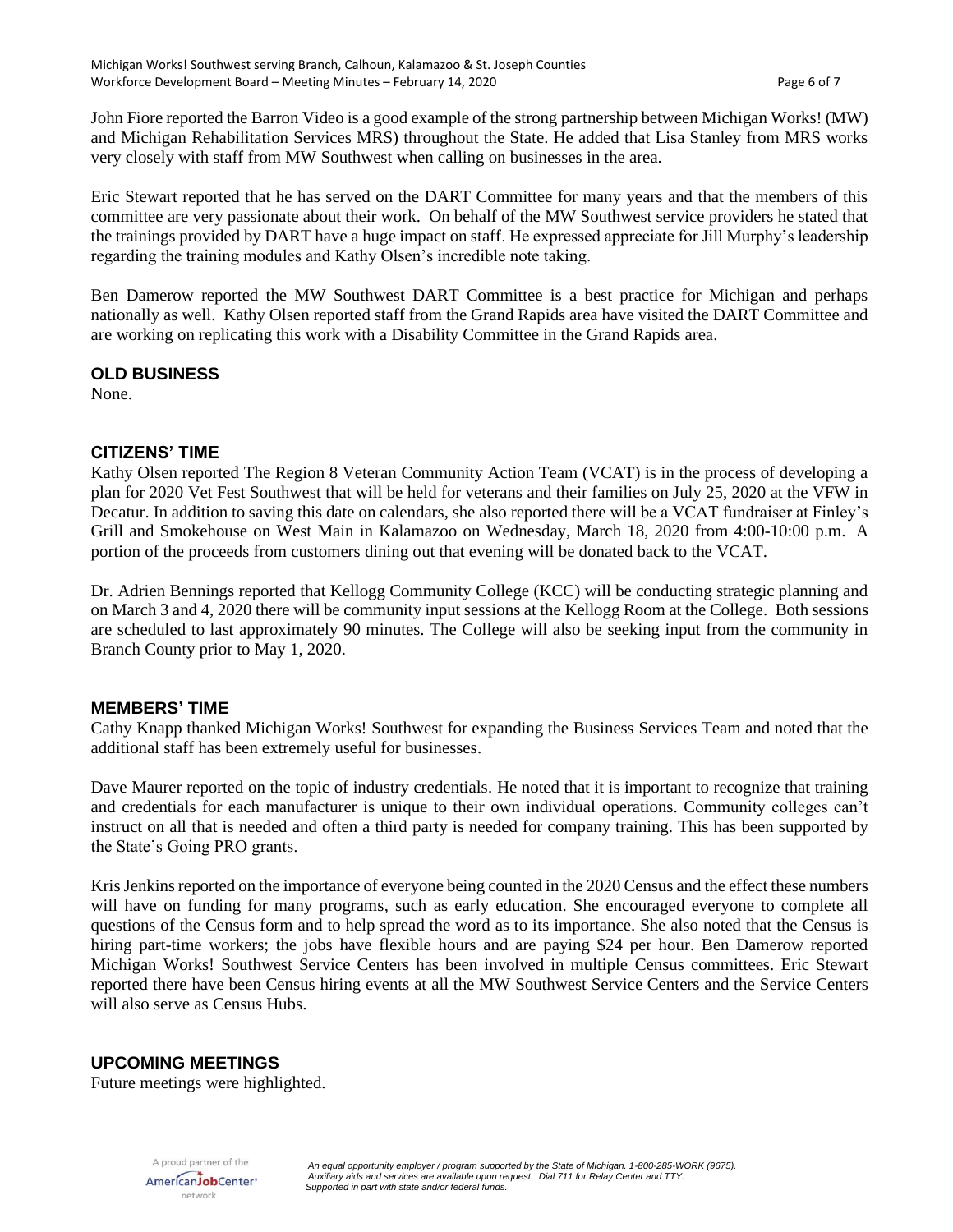John Fiore reported the Barron Video is a good example of the strong partnership between Michigan Works! (MW) and Michigan Rehabilitation Services MRS) throughout the State. He added that Lisa Stanley from MRS works very closely with staff from MW Southwest when calling on businesses in the area.

Eric Stewart reported that he has served on the DART Committee for many years and that the members of this committee are very passionate about their work. On behalf of the MW Southwest service providers he stated that the trainings provided by DART have a huge impact on staff. He expressed appreciate for Jill Murphy's leadership regarding the training modules and Kathy Olsen's incredible note taking.

Ben Damerow reported the MW Southwest DART Committee is a best practice for Michigan and perhaps nationally as well. Kathy Olsen reported staff from the Grand Rapids area have visited the DART Committee and are working on replicating this work with a Disability Committee in the Grand Rapids area.

## OLD BUSINESS

None.

## CITIZENS' TIME

Kathy Olsen reported The Region 8 Veteran Community Action Team (VCAT) is in the process of developing a plan for 2020 Vet Fest Southwest that will be held for veterans and their families on July 25, 2020 at the VFW in Decatur. In addition to saving this date on calendars, she also reported there will be a VCAT fundraiser at Finley's Grill and Smokehouse on West Main in Kalamazoo on Wednesday, March 18, 2020 from 4:00-10:00 p.m. A portion of the proceeds from customers dining out that evening will be donated back to the VCAT.

Dr. Adrien Bennings reported that Kellogg Community College (KCC) will be conducting strategic planning and on March 3 and 4, 2020 there will be community input sessions at the Kellogg Room at the College. Both sessions are scheduled to last approximately 90 minutes. The College will also be seeking input from the community in Branch County prior to May 1, 2020.

## MEMBERS' TIME

Cathy Knapp thanked Michigan Works! Southwest for expanding the Business Services Team and noted that the additional staff has been extremely useful for businesses.

Dave Maurer reported on the topic of industry credentials. He noted that it is important to recognize that training and credentials for each manufacturer is unique to their own individual operations. Community colleges can't instruct on all that is needed and often a third party is needed for company training. This has been supported by the State's Going PRO grants.

Kris Jenkins reported on the importance of everyone being counted in the 2020 Census and the effect these numbers will have on funding for many programs, such as early education. She encouraged everyone to complete all questions of the Census form and to help spread the word as to its importance. She also noted that the Census is hiring part-time workers; the jobs have flexible hours and are paying $24 per hour. Ben Damerow reported Michigan Works! Southwest Service Centers has been involved in multiple Census committees. Eric Stewart reported there have been Census hiring events at all the MW Southwest Service Centers and the Service Centers will also serve as Census Hubs.

## UPCOMING MEETINGS

Future meetings were highlighted.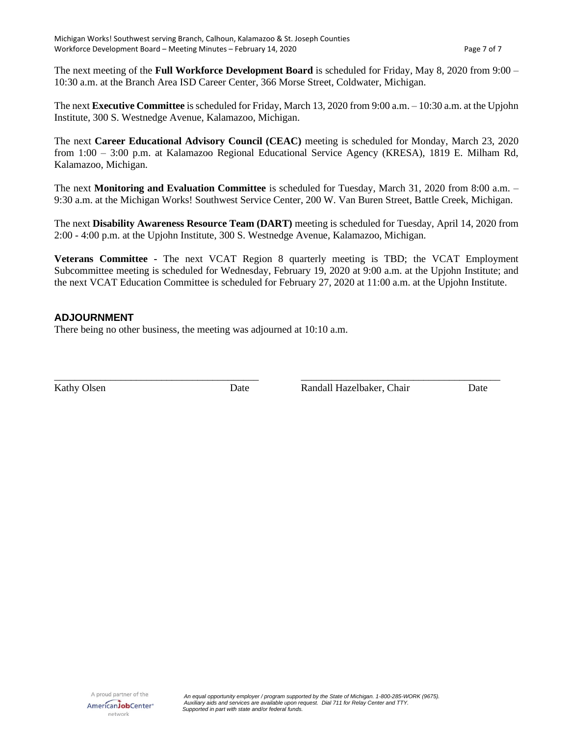The next meeting of the **Full Workforce Development Board** is scheduled for Friday, May 8, 2020 from 9:00 – 10:30 a.m. at the Branch Area ISD Career Center, 366 Morse Street, Coldwater, Michigan.

The next **Executive Committee** is scheduled for Friday, March 13, 2020 from 9:00 a.m. – 10:30 a.m. at the Upjohn Institute, 300 S. Westnedge Avenue, Kalamazoo, Michigan.

The next **Career Educational Advisory Council (CEAC)** meeting is scheduled for Monday, March 23, 2020 from 1:00 – 3:00 p.m. at Kalamazoo Regional Educational Service Agency (KRESA), 1819 E. Milham Rd, Kalamazoo, Michigan.

The next **Monitoring and Evaluation Committee** is scheduled for Tuesday, March 31, 2020 from 8:00 a.m. – 9:30 a.m. at the Michigan Works! Southwest Service Center, 200 W. Van Buren Street, Battle Creek, Michigan.

The next **Disability Awareness Resource Team (DART)** meeting is scheduled for Tuesday, April 14, 2020 from 2:00 - 4:00 p.m. at the Upjohn Institute, 300 S. Westnedge Avenue, Kalamazoo, Michigan.

**Veterans Committee -** The next VCAT Region 8 quarterly meeting is TBD; the VCAT Employment Subcommittee meeting is scheduled for Wednesday, February 19, 2020 at 9:00 a.m. at the Upjohn Institute; and the next VCAT Education Committee is scheduled for February 27, 2020 at 11:00 a.m. at the Upjohn Institute.

## ADJOURNMENT

There being no other business, the meeting was adjourned at 10:10 a.m.

\_\_\_\_\_\_\_\_\_\_\_\_\_\_\_\_\_\_\_\_\_\_\_\_\_\_\_\_\_\_\_\_\_\_\_\_\_\_\_\_ &nbsp;&nbsp;&nbsp; \_\_\_\_\_\_\_\_\_\_\_\_\_\_\_\_\_\_\_\_\_\_\_\_\_\_\_\_\_\_\_\_\_\_\_\_\_\_\_\_

Kathy Olsen &nbsp;&nbsp;&nbsp; Date &nbsp;&nbsp;&nbsp; Randall Hazelbaker, Chair &nbsp;&nbsp;&nbsp; Date

A proud partner of the AmericanJobCenter network

*An equal opportunity employer / program supported by the State of Michigan. 1-800-285-WORK (9675). Auxiliary aids and services are available upon request. Dial 711 for Relay Center and TTY. Supported in part with state and/or federal funds.*